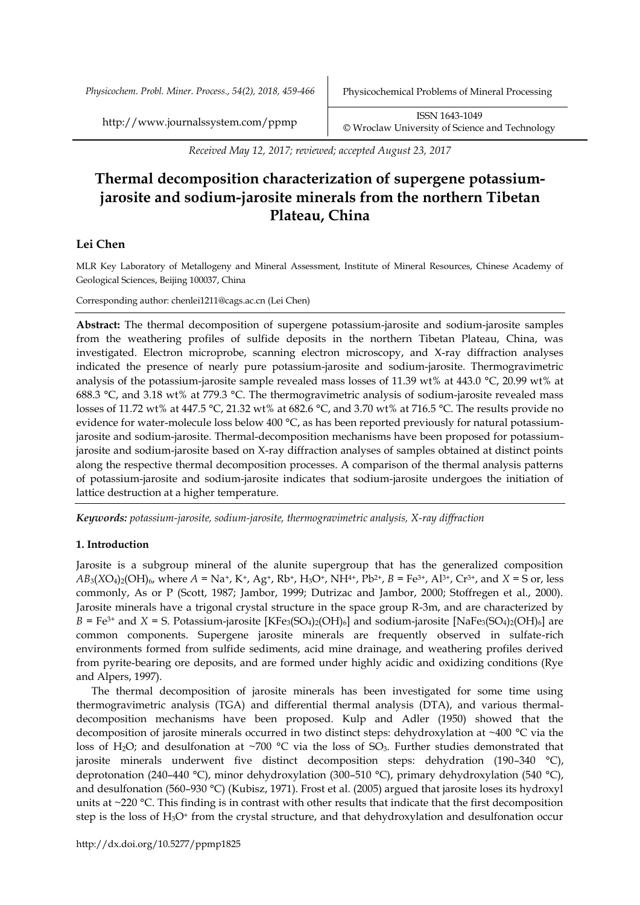*Received May 12, 2017; reviewed; accepted August 23, 2017*

# Thermal decomposition characterization of supergene potassium-jarosite and sodium-jarosite minerals from the northern Tibetan Plateau, China

**Lei Chen**

MLR Key Laboratory of Metallogeny and Mineral Assessment, Institute of Mineral Resources, Chinese Academy of Geological Sciences, Beijing 100037, China

Corresponding author: chenlei1211@cags.ac.cn (Lei Chen)

**Abstract:** The thermal decomposition of supergene potassium-jarosite and sodium-jarosite samples from the weathering profiles of sulfide deposits in the northern Tibetan Plateau, China, was investigated. Electron microprobe, scanning electron microscopy, and X-ray diffraction analyses indicated the presence of nearly pure potassium-jarosite and sodium-jarosite. Thermogravimetric analysis of the potassium-jarosite sample revealed mass losses of 11.39 wt% at 443.0 °C, 20.99 wt% at 688.3 °C, and 3.18 wt% at 779.3 °C. The thermogravimetric analysis of sodium-jarosite revealed mass losses of 11.72 wt% at 447.5 °C, 21.32 wt% at 682.6 °C, and 3.70 wt% at 716.5 °C. The results provide no evidence for water-molecule loss below 400 °C, as has been reported previously for natural potassium-jarosite and sodium-jarosite. Thermal-decomposition mechanisms have been proposed for potassium-jarosite and sodium-jarosite based on X-ray diffraction analyses of samples obtained at distinct points along the respective thermal decomposition processes. A comparison of the thermal analysis patterns of potassium-jarosite and sodium-jarosite indicates that sodium-jarosite undergoes the initiation of lattice destruction at a higher temperature.

***Keywords:** potassium-jarosite, sodium-jarosite, thermogravimetric analysis, X-ray diffraction*

## 1. Introduction

Jarosite is a subgroup mineral of the alunite supergroup that has the generalized composition $AB_3(XO_4)_2(OH)_6$, where $A$ = $Na^+$, $K^+$, $Ag^+$, $Rb^+$, $H_3O^+$, $NH^{4+}$, $Pb^{2+}$, $B$ = $Fe^{3+}$, $Al^{3+}$, $Cr^{3+}$, and $X$ = S or, less commonly, As or P (Scott, 1987; Jambor, 1999; Dutrizac and Jambor, 2000; Stoffregen et al., 2000). Jarosite minerals have a trigonal crystal structure in the space group R-3m, and are characterized by $B$ = $Fe^{3+}$ and $X$ = S. Potassium-jarosite [$KFe_3(SO_4)_2(OH)_6$] and sodium-jarosite [$NaFe_3(SO_4)_2(OH)_6$] are common components. Supergene jarosite minerals are frequently observed in sulfate-rich environments formed from sulfide sediments, acid mine drainage, and weathering profiles derived from pyrite-bearing ore deposits, and are formed under highly acidic and oxidizing conditions (Rye and Alpers, 1997).

The thermal decomposition of jarosite minerals has been investigated for some time using thermogravimetric analysis (TGA) and differential thermal analysis (DTA), and various thermal-decomposition mechanisms have been proposed. Kulp and Adler (1950) showed that the decomposition of jarosite minerals occurred in two distinct steps: dehydroxylation at ~400 °C via the loss of $H_2O$; and desulfonation at ~700 °C via the loss of $SO_3$. Further studies demonstrated that jarosite minerals underwent five distinct decomposition steps: dehydration (190–340 °C), deprotonation (240–440 °C), minor dehydroxylation (300–510 °C), primary dehydroxylation (540 °C), and desulfonation (560–930 °C) (Kubisz, 1971). Frost et al. (2005) argued that jarosite loses its hydroxyl units at ~220 °C. This finding is in contrast with other results that indicate that the first decomposition step is the loss of $H_3O^+$ from the crystal structure, and that dehydroxylation and desulfonation occur

http://dx.doi.org/10.5277/ppmp1825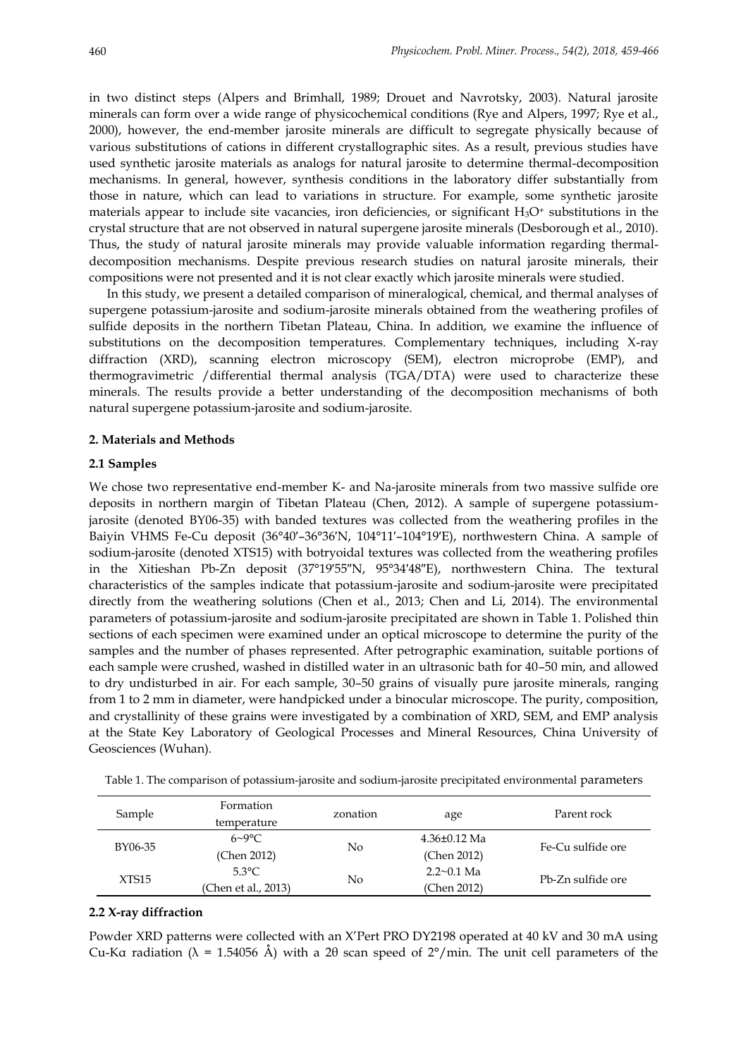in two distinct steps (Alpers and Brimhall, 1989; Drouet and Navrotsky, 2003). Natural jarosite minerals can form over a wide range of physicochemical conditions (Rye and Alpers, 1997; Rye et al., 2000), however, the end-member jarosite minerals are difficult to segregate physically because of various substitutions of cations in different crystallographic sites. As a result, previous studies have used synthetic jarosite materials as analogs for natural jarosite to determine thermal-decomposition mechanisms. In general, however, synthesis conditions in the laboratory differ substantially from those in nature, which can lead to variations in structure. For example, some synthetic jarosite materials appear to include site vacancies, iron deficiencies, or significant $H_3O^+$ substitutions in the crystal structure that are not observed in natural supergene jarosite minerals (Desborough et al., 2010). Thus, the study of natural jarosite minerals may provide valuable information regarding thermal-decomposition mechanisms. Despite previous research studies on natural jarosite minerals, their compositions were not presented and it is not clear exactly which jarosite minerals were studied.

In this study, we present a detailed comparison of mineralogical, chemical, and thermal analyses of supergene potassium-jarosite and sodium-jarosite minerals obtained from the weathering profiles of sulfide deposits in the northern Tibetan Plateau, China. In addition, we examine the influence of substitutions on the decomposition temperatures. Complementary techniques, including X-ray diffraction (XRD), scanning electron microscopy (SEM), electron microprobe (EMP), and thermogravimetric /differential thermal analysis (TGA/DTA) were used to characterize these minerals. The results provide a better understanding of the decomposition mechanisms of both natural supergene potassium-jarosite and sodium-jarosite.

## 2. Materials and Methods

### 2.1 Samples

We chose two representative end-member K- and Na-jarosite minerals from two massive sulfide ore deposits in northern margin of Tibetan Plateau (Chen, 2012). A sample of supergene potassium-jarosite (denoted BY06-35) with banded textures was collected from the weathering profiles in the Baiyin VHMS Fe-Cu deposit (36°40′–36°36′N, 104°11′–104°19′E), northwestern China. A sample of sodium-jarosite (denoted XTS15) with botryoidal textures was collected from the weathering profiles in the Xitieshan Pb-Zn deposit (37°19′55″N, 95°34′48″E), northwestern China. The textural characteristics of the samples indicate that potassium-jarosite and sodium-jarosite were precipitated directly from the weathering solutions (Chen et al., 2013; Chen and Li, 2014). The environmental parameters of potassium-jarosite and sodium-jarosite precipitated are shown in Table 1. Polished thin sections of each specimen were examined under an optical microscope to determine the purity of the samples and the number of phases represented. After petrographic examination, suitable portions of each sample were crushed, washed in distilled water in an ultrasonic bath for 40–50 min, and allowed to dry undisturbed in air. For each sample, 30–50 grains of visually pure jarosite minerals, ranging from 1 to 2 mm in diameter, were handpicked under a binocular microscope. The purity, composition, and crystallinity of these grains were investigated by a combination of XRD, SEM, and EMP analysis at the State Key Laboratory of Geological Processes and Mineral Resources, China University of Geosciences (Wuhan).

Table 1. The comparison of potassium-jarosite and sodium-jarosite precipitated environmental parameters

| Sample | Formation temperature | zonation | age | Parent rock |
|---|---|---|---|---|
| BY06-35 | 6~9°C (Chen 2012) | No | 4.36±0.12 Ma (Chen 2012) | Fe-Cu sulfide ore |
| XTS15 | 5.3°C (Chen et al., 2013) | No | 2.2~0.1 Ma (Chen 2012) | Pb-Zn sulfide ore |

### 2.2 X-ray diffraction

Powder XRD patterns were collected with an X'Pert PRO DY2198 operated at 40 kV and 30 mA using Cu-Kα radiation (λ = 1.54056 Å) with a 2θ scan speed of 2°/min. The unit cell parameters of the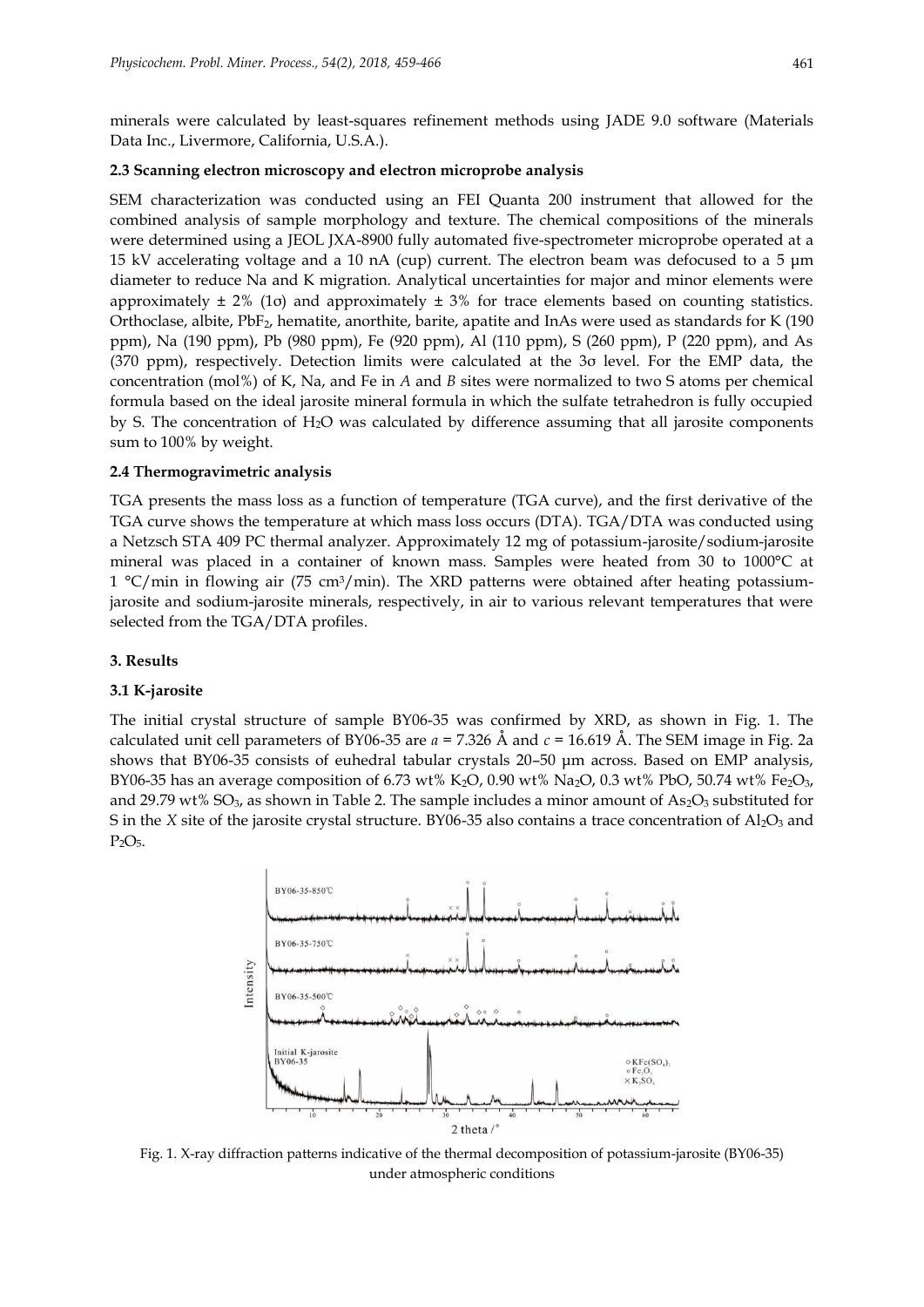minerals were calculated by least-squares refinement methods using JADE 9.0 software (Materials Data Inc., Livermore, California, U.S.A.).

### 2.3 Scanning electron microscopy and electron microprobe analysis

SEM characterization was conducted using an FEI Quanta 200 instrument that allowed for the combined analysis of sample morphology and texture. The chemical compositions of the minerals were determined using a JEOL JXA-8900 fully automated five-spectrometer microprobe operated at a 15 kV accelerating voltage and a 10 nA (cup) current. The electron beam was defocused to a 5 µm diameter to reduce Na and K migration. Analytical uncertainties for major and minor elements were approximately ± 2% (1σ) and approximately ± 3% for trace elements based on counting statistics. Orthoclase, albite, $PbF_2$, hematite, anorthite, barite, apatite and InAs were used as standards for K (190 ppm), Na (190 ppm), Pb (980 ppm), Fe (920 ppm), Al (110 ppm), S (260 ppm), P (220 ppm), and As (370 ppm), respectively. Detection limits were calculated at the 3σ level. For the EMP data, the concentration (mol%) of K, Na, and Fe in *A* and *B* sites were normalized to two S atoms per chemical formula based on the ideal jarosite mineral formula in which the sulfate tetrahedron is fully occupied by S. The concentration of $H_2O$ was calculated by difference assuming that all jarosite components sum to 100% by weight.

### 2.4 Thermogravimetric analysis

TGA presents the mass loss as a function of temperature (TGA curve), and the first derivative of the TGA curve shows the temperature at which mass loss occurs (DTA). TGA/DTA was conducted using a Netzsch STA 409 PC thermal analyzer. Approximately 12 mg of potassium-jarosite/sodium-jarosite mineral was placed in a container of known mass. Samples were heated from 30 to 1000°C at 1 °C/min in flowing air (75 $cm^3$/min). The XRD patterns were obtained after heating potassium-jarosite and sodium-jarosite minerals, respectively, in air to various relevant temperatures that were selected from the TGA/DTA profiles.

## 3. Results

### 3.1 K-jarosite

The initial crystal structure of sample BY06-35 was confirmed by XRD, as shown in Fig. 1. The calculated unit cell parameters of BY06-35 are $a$ = 7.326 Å and $c$ = 16.619 Å. The SEM image in Fig. 2a shows that BY06-35 consists of euhedral tabular crystals 20–50 µm across. Based on EMP analysis, BY06-35 has an average composition of 6.73 wt% $K_2O$, 0.90 wt% $Na_2O$, 0.3 wt% PbO, 50.74 wt% $Fe_2O_3$, and 29.79 wt% $SO_3$, as shown in Table 2. The sample includes a minor amount of $As_2O_3$ substituted for S in the *X* site of the jarosite crystal structure. BY06-35 also contains a trace concentration of $Al_2O_3$ and $P_2O_5$.

Fig. 1. X-ray diffraction patterns indicative of the thermal decomposition of potassium-jarosite (BY06-35) under atmospheric conditions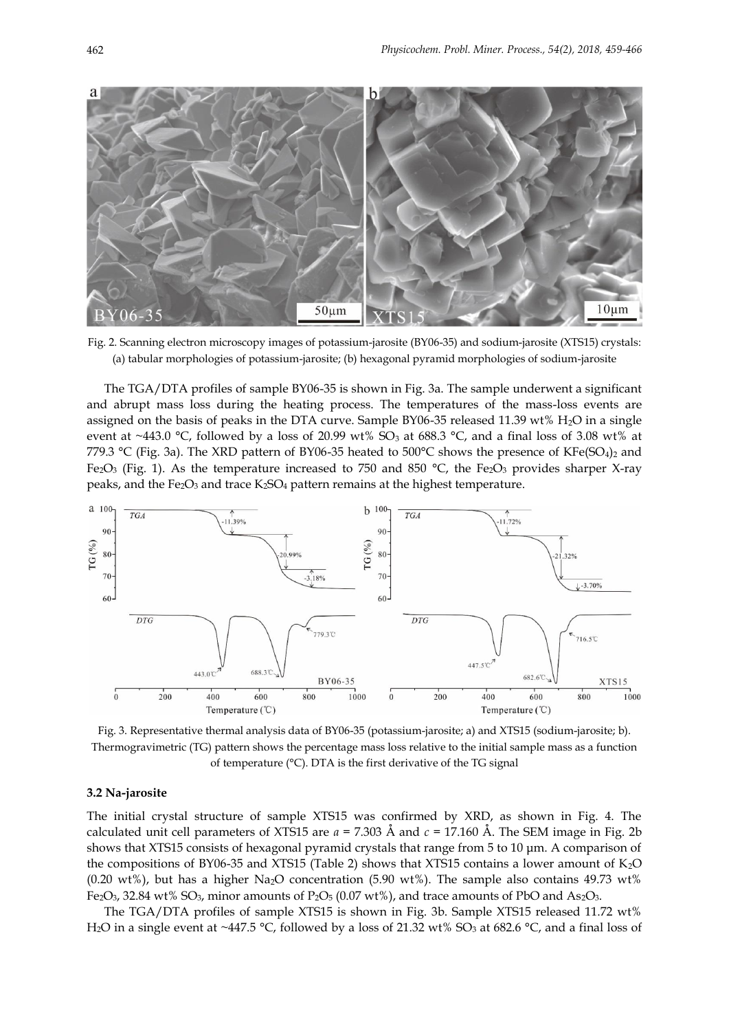Fig. 2. Scanning electron microscopy images of potassium-jarosite (BY06-35) and sodium-jarosite (XTS15) crystals: (a) tabular morphologies of potassium-jarosite; (b) hexagonal pyramid morphologies of sodium-jarosite

The TGA/DTA profiles of sample BY06-35 is shown in Fig. 3a. The sample underwent a significant and abrupt mass loss during the heating process. The temperatures of the mass-loss events are assigned on the basis of peaks in the DTA curve. Sample BY06-35 released 11.39 wt% $H_2O$ in a single event at ~443.0 °C, followed by a loss of 20.99 wt% $SO_3$ at 688.3 °C, and a final loss of 3.08 wt% at 779.3 °C (Fig. 3a). The XRD pattern of BY06-35 heated to 500°C shows the presence of $KFe(SO_4)_2$ and $Fe_2O_3$ (Fig. 1). As the temperature increased to 750 and 850 °C, the $Fe_2O_3$ provides sharper X-ray peaks, and the $Fe_2O_3$ and trace $K_2SO_4$ pattern remains at the highest temperature.

Fig. 3. Representative thermal analysis data of BY06-35 (potassium-jarosite; a) and XTS15 (sodium-jarosite; b). Thermogravimetric (TG) pattern shows the percentage mass loss relative to the initial sample mass as a function of temperature (°C). DTA is the first derivative of the TG signal

### 3.2 Na-jarosite

The initial crystal structure of sample XTS15 was confirmed by XRD, as shown in Fig. 4. The calculated unit cell parameters of XTS15 are $a$ = 7.303 Å and $c$ = 17.160 Å. The SEM image in Fig. 2b shows that XTS15 consists of hexagonal pyramid crystals that range from 5 to 10 μm. A comparison of the compositions of BY06-35 and XTS15 (Table 2) shows that XTS15 contains a lower amount of $K_2O$ (0.20 wt%), but has a higher $Na_2O$ concentration (5.90 wt%). The sample also contains 49.73 wt% $Fe_2O_3$, 32.84 wt% $SO_3$, minor amounts of $P_2O_5$ (0.07 wt%), and trace amounts of PbO and $As_2O_3$.

The TGA/DTA profiles of sample XTS15 is shown in Fig. 3b. Sample XTS15 released 11.72 wt% $H_2O$ in a single event at ~447.5 °C, followed by a loss of 21.32 wt% $SO_3$ at 682.6 °C, and a final loss of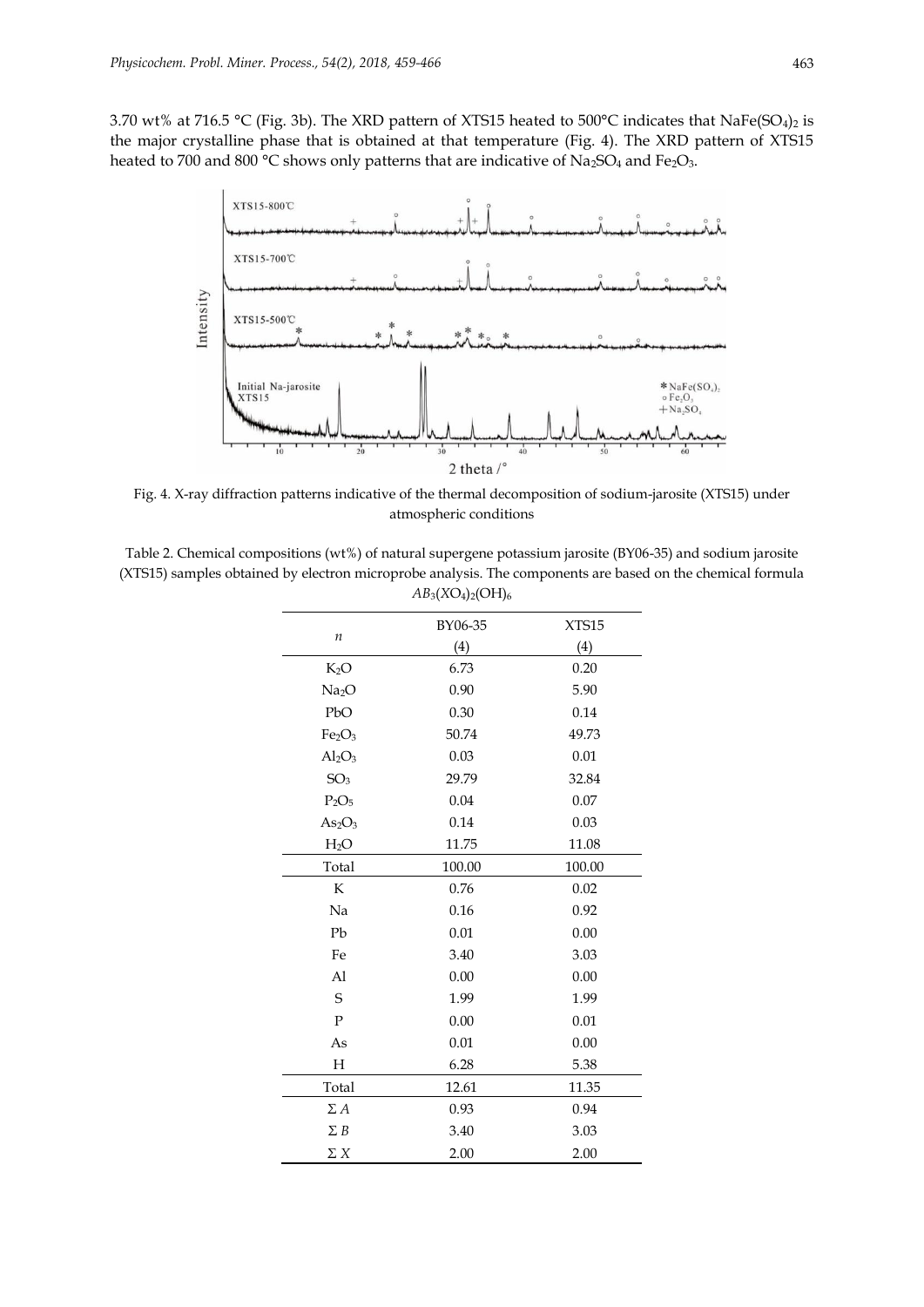3.70 wt% at 716.5 °C (Fig. 3b). The XRD pattern of XTS15 heated to 500°C indicates that $NaFe(SO_4)_2$ is the major crystalline phase that is obtained at that temperature (Fig. 4). The XRD pattern of XTS15 heated to 700 and 800 °C shows only patterns that are indicative of $Na_2SO_4$ and $Fe_2O_3$.

Fig. 4. X-ray diffraction patterns indicative of the thermal decomposition of sodium-jarosite (XTS15) under atmospheric conditions

Table 2. Chemical compositions (wt%) of natural supergene potassium jarosite (BY06-35) and sodium jarosite (XTS15) samples obtained by electron microprobe analysis. The components are based on the chemical formula $AB_3(XO_4)_2(OH)_6$

| *n* | BY06-35 (4) | XTS15 (4) |
|---|---|---|
| $K_2O$ | 6.73 | 0.20 |
| $Na_2O$ | 0.90 | 5.90 |
| PbO | 0.30 | 0.14 |
| $Fe_2O_3$ | 50.74 | 49.73 |
| $Al_2O_3$ | 0.03 | 0.01 |
| $SO_3$ | 29.79 | 32.84 |
| $P_2O_5$ | 0.04 | 0.07 |
| $As_2O_3$ | 0.14 | 0.03 |
| $H_2O$ | 11.75 | 11.08 |
| Total | 100.00 | 100.00 |
| K | 0.76 | 0.02 |
| Na | 0.16 | 0.92 |
| Pb | 0.01 | 0.00 |
| Fe | 3.40 | 3.03 |
| Al | 0.00 | 0.00 |
| S | 1.99 | 1.99 |
| P | 0.00 | 0.01 |
| As | 0.01 | 0.00 |
| H | 6.28 | 5.38 |
| Total | 12.61 | 11.35 |
| $\Sigma A$ | 0.93 | 0.94 |
| $\Sigma B$ | 3.40 | 3.03 |
| $\Sigma X$ | 2.00 | 2.00 |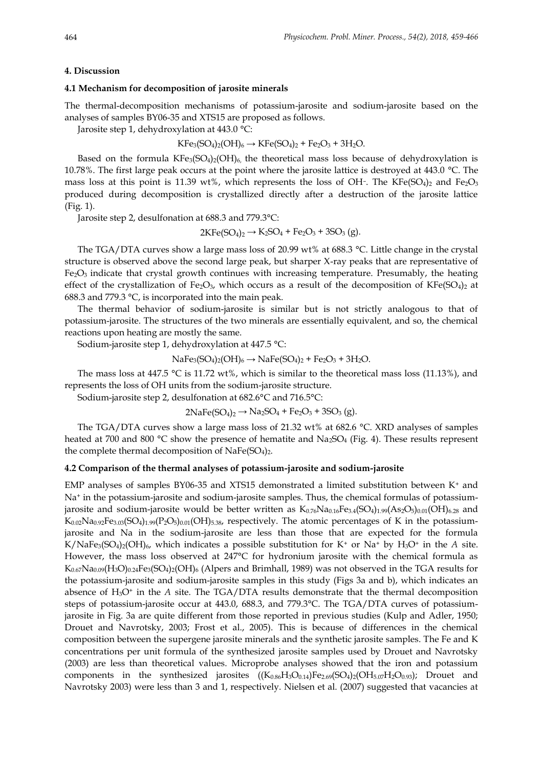## 4. Discussion

### 4.1 Mechanism for decomposition of jarosite minerals

The thermal-decomposition mechanisms of potassium-jarosite and sodium-jarosite based on the analyses of samples BY06-35 and XTS15 are proposed as follows.

Jarosite step 1, dehydroxylation at 443.0 °C:

$$KFe_3(SO_4)_2(OH)_6 \rightarrow KFe(SO_4)_2 + Fe_2O_3 + 3H_2O.$$

Based on the formula $KFe_3(SO_4)_2(OH)_6$, the theoretical mass loss because of dehydroxylation is 10.78%. The first large peak occurs at the point where the jarosite lattice is destroyed at 443.0 °C. The mass loss at this point is 11.39 wt%, which represents the loss of $OH^-$. The $KFe(SO_4)_2$ and $Fe_2O_3$ produced during decomposition is crystallized directly after a destruction of the jarosite lattice (Fig. 1).

Jarosite step 2, desulfonation at 688.3 and 779.3°C:

$$2KFe(SO_4)_2 \rightarrow K_2SO_4 + Fe_2O_3 + 3SO_3\ (g).$$

The TGA/DTA curves show a large mass loss of 20.99 wt% at 688.3 °C. Little change in the crystal structure is observed above the second large peak, but sharper X-ray peaks that are representative of $Fe_2O_3$ indicate that crystal growth continues with increasing temperature. Presumably, the heating effect of the crystallization of $Fe_2O_3$, which occurs as a result of the decomposition of $KFe(SO_4)_2$ at 688.3 and 779.3 °C, is incorporated into the main peak.

The thermal behavior of sodium-jarosite is similar but is not strictly analogous to that of potassium-jarosite. The structures of the two minerals are essentially equivalent, and so, the chemical reactions upon heating are mostly the same.

Sodium-jarosite step 1, dehydroxylation at 447.5 °C:

$$NaFe_3(SO_4)_2(OH)_6 \rightarrow NaFe(SO_4)_2 + Fe_2O_3 + 3H_2O.$$

The mass loss at 447.5 °C is 11.72 wt%, which is similar to the theoretical mass loss (11.13%), and represents the loss of OH units from the sodium-jarosite structure.

Sodium-jarosite step 2, desulfonation at 682.6°C and 716.5°C:

$$2NaFe(SO_4)_2 \rightarrow Na_2SO_4 + Fe_2O_3 + 3SO_3\ (g).$$

The TGA/DTA curves show a large mass loss of 21.32 wt% at 682.6 °C. XRD analyses of samples heated at 700 and 800 °C show the presence of hematite and $Na_2SO_4$ (Fig. 4). These results represent the complete thermal decomposition of $NaFe(SO_4)_2$.

### 4.2 Comparison of the thermal analyses of potassium-jarosite and sodium-jarosite

EMP analyses of samples BY06-35 and XTS15 demonstrated a limited substitution between $K^+$ and $Na^+$ in the potassium-jarosite and sodium-jarosite samples. Thus, the chemical formulas of potassium-jarosite and sodium-jarosite would be better written as $K_{0.76}Na_{0.16}Fe_{3.4}(SO_4)_{1.99}(As_2O_5)_{0.01}(OH)_{6.28}$ and $K_{0.02}Na_{0.92}Fe_{3.03}(SO_4)_{1.99}(P_2O_5)_{0.01}(OH)_{5.38}$, respectively. The atomic percentages of K in the potassium-jarosite and Na in the sodium-jarosite are less than those that are expected for the formula $K/NaFe_3(SO_4)_2(OH)_6$, which indicates a possible substitution for $K^+$ or $Na^+$ by $H_3O^+$ in the *A* site. However, the mass loss observed at 247°C for hydronium jarosite with the chemical formula as $K_{0.67}Na_{0.09}(H_3O)_{0.24}Fe_3(SO_4)_2(OH)_6$ (Alpers and Brimhall, 1989) was not observed in the TGA results for the potassium-jarosite and sodium-jarosite samples in this study (Figs 3a and b), which indicates an absence of $H_3O^+$ in the *A* site. The TGA/DTA results demonstrate that the thermal decomposition steps of potassium-jarosite occur at 443.0, 688.3, and 779.3°C. The TGA/DTA curves of potassium-jarosite in Fig. 3a are quite different from those reported in previous studies (Kulp and Adler, 1950; Drouet and Navrotsky, 2003; Frost et al., 2005). This is because of differences in the chemical composition between the supergene jarosite minerals and the synthetic jarosite samples. The Fe and K concentrations per unit formula of the synthesized jarosite samples used by Drouet and Navrotsky (2003) are less than theoretical values. Microprobe analyses showed that the iron and potassium components in the synthesized jarosites ($(K_{0.86}H_3O_{0.14})Fe_{2.69}(SO_4)_2(OH_{5.07}H_2O_{0.93})$; Drouet and Navrotsky 2003) were less than 3 and 1, respectively. Nielsen et al. (2007) suggested that vacancies at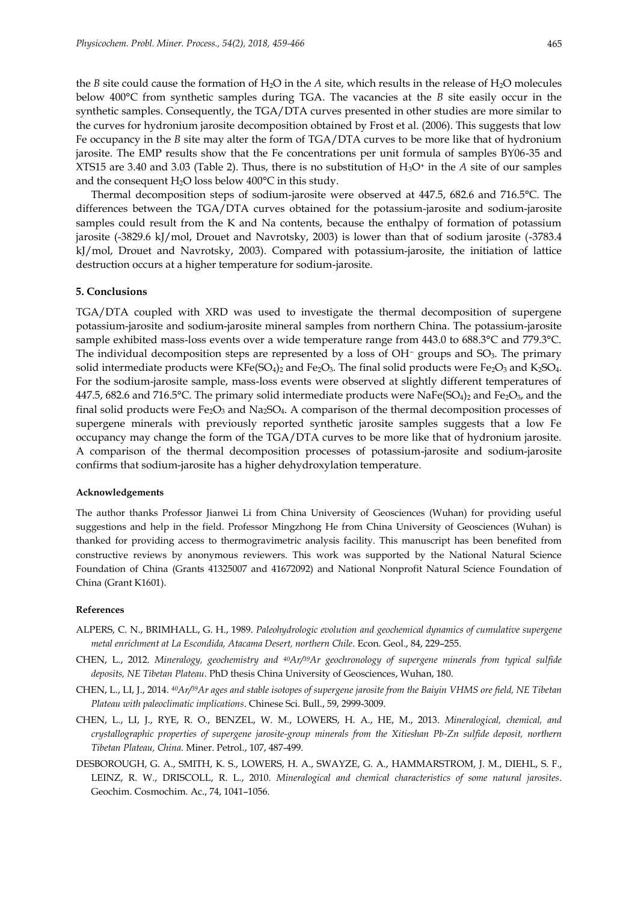the *B* site could cause the formation of $H_2O$ in the *A* site, which results in the release of $H_2O$ molecules below 400°C from synthetic samples during TGA. The vacancies at the *B* site easily occur in the synthetic samples. Consequently, the TGA/DTA curves presented in other studies are more similar to the curves for hydronium jarosite decomposition obtained by Frost et al. (2006). This suggests that low Fe occupancy in the *B* site may alter the form of TGA/DTA curves to be more like that of hydronium jarosite. The EMP results show that the Fe concentrations per unit formula of samples BY06-35 and XTS15 are 3.40 and 3.03 (Table 2). Thus, there is no substitution of $H_3O^+$ in the *A* site of our samples and the consequent $H_2O$ loss below 400°C in this study.

Thermal decomposition steps of sodium-jarosite were observed at 447.5, 682.6 and 716.5°C. The differences between the TGA/DTA curves obtained for the potassium-jarosite and sodium-jarosite samples could result from the K and Na contents, because the enthalpy of formation of potassium jarosite (-3829.6 kJ/mol, Drouet and Navrotsky, 2003) is lower than that of sodium jarosite (-3783.4 kJ/mol, Drouet and Navrotsky, 2003). Compared with potassium-jarosite, the initiation of lattice destruction occurs at a higher temperature for sodium-jarosite.

## 5. Conclusions

TGA/DTA coupled with XRD was used to investigate the thermal decomposition of supergene potassium-jarosite and sodium-jarosite mineral samples from northern China. The potassium-jarosite sample exhibited mass-loss events over a wide temperature range from 443.0 to 688.3°C and 779.3°C. The individual decomposition steps are represented by a loss of $OH^-$ groups and $SO_3$. The primary solid intermediate products were $KFe(SO_4)_2$ and $Fe_2O_3$. The final solid products were $Fe_2O_3$ and $K_2SO_4$. For the sodium-jarosite sample, mass-loss events were observed at slightly different temperatures of 447.5, 682.6 and 716.5°C. The primary solid intermediate products were $NaFe(SO_4)_2$ and $Fe_2O_3$, and the final solid products were $Fe_2O_3$ and $Na_2SO_4$. A comparison of the thermal decomposition processes of supergene minerals with previously reported synthetic jarosite samples suggests that a low Fe occupancy may change the form of the TGA/DTA curves to be more like that of hydronium jarosite. A comparison of the thermal decomposition processes of potassium-jarosite and sodium-jarosite confirms that sodium-jarosite has a higher dehydroxylation temperature.

#### Acknowledgements

The author thanks Professor Jianwei Li from China University of Geosciences (Wuhan) for providing useful suggestions and help in the field. Professor Mingzhong He from China University of Geosciences (Wuhan) is thanked for providing access to thermogravimetric analysis facility. This manuscript has been benefited from constructive reviews by anonymous reviewers. This work was supported by the National Natural Science Foundation of China (Grants 41325007 and 41672092) and National Nonprofit Natural Science Foundation of China (Grant K1601).

#### References

ALPERS, C. N., BRIMHALL, G. H., 1989. *Paleohydrologic evolution and geochemical dynamics of cumulative supergene metal enrichment at La Escondida, Atacama Desert, northern Chile*. Econ. Geol., 84, 229–255.

CHEN, L., 2012. *Mineralogy, geochemistry and $^{40}Ar/^{39}Ar$ geochronology of supergene minerals from typical sulfide deposits, NE Tibetan Plateau*. PhD thesis China University of Geosciences, Wuhan, 180.

CHEN, L., LI, J., 2014. *$^{40}Ar/^{39}Ar$ ages and stable isotopes of supergene jarosite from the Baiyin VHMS ore field, NE Tibetan Plateau with paleoclimatic implications*. Chinese Sci. Bull., 59, 2999-3009.

CHEN, L., LI, J., RYE, R. O., BENZEL, W. M., LOWERS, H. A., HE, M., 2013. *Mineralogical, chemical, and crystallographic properties of supergene jarosite-group minerals from the Xitieshan Pb-Zn sulfide deposit, northern Tibetan Plateau, China*. Miner. Petrol., 107, 487-499.

DESBOROUGH, G. A., SMITH, K. S., LOWERS, H. A., SWAYZE, G. A., HAMMARSTROM, J. M., DIEHL, S. F., LEINZ, R. W., DRISCOLL, R. L., 2010. *Mineralogical and chemical characteristics of some natural jarosites*. Geochim. Cosmochim. Ac., 74, 1041–1056.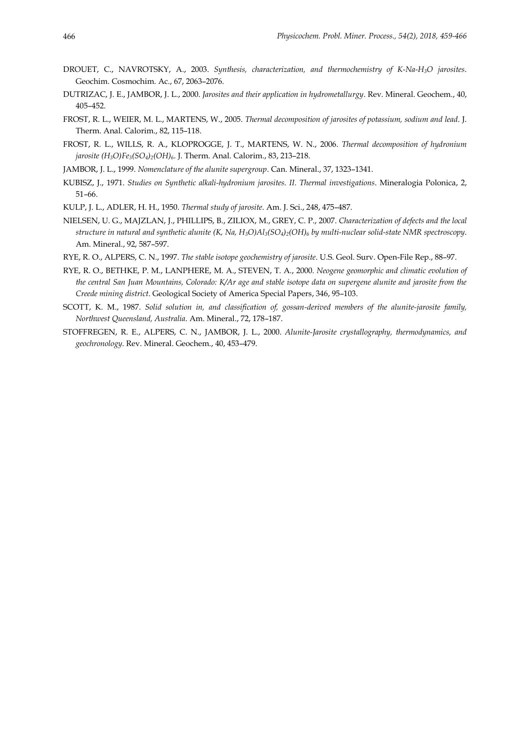DROUET, C., NAVROTSKY, A., 2003. *Synthesis, characterization, and thermochemistry of K-Na-$H_3O$ jarosites*. Geochim. Cosmochim. Ac., 67, 2063–2076.

DUTRIZAC, J. E., JAMBOR, J. L., 2000. *Jarosites and their application in hydrometallurgy*. Rev. Mineral. Geochem., 40, 405–452.

FROST, R. L., WEIER, M. L., MARTENS, W., 2005. *Thermal decomposition of jarosites of potassium, sodium and lead*. J. Therm. Anal. Calorim., 82, 115–118.

FROST, R. L., WILLS, R. A., KLOPROGGE, J. T., MARTENS, W. N., 2006. *Thermal decomposition of hydronium jarosite $(H_3O)Fe_3(SO_4)_2(OH)_6$*. J. Therm. Anal. Calorim., 83, 213–218.

JAMBOR, J. L., 1999. *Nomenclature of the alunite supergroup*. Can. Mineral., 37, 1323–1341.

KUBISZ, J., 1971. *Studies on Synthetic alkali-hydronium jarosites. II. Thermal investigations*. Mineralogia Polonica, 2, 51–66.

KULP, J. L., ADLER, H. H., 1950. *Thermal study of jarosite*. Am. J. Sci., 248, 475–487.

NIELSEN, U. G., MAJZLAN, J., PHILLIPS, B., ZILIOX, M., GREY, C. P., 2007. *Characterization of defects and the local structure in natural and synthetic alunite (K, Na, $H_3O)Al_3(SO_4)_2(OH)_6$ by multi-nuclear solid-state NMR spectroscopy*. Am. Mineral., 92, 587–597.

RYE, R. O., ALPERS, C. N., 1997. *The stable isotope geochemistry of jarosite*. U.S. Geol. Surv. Open-File Rep., 88–97.

RYE, R. O., BETHKE, P. M., LANPHERE, M. A., STEVEN, T. A., 2000. *Neogene geomorphic and climatic evolution of the central San Juan Mountains, Colorado: K/Ar age and stable isotope data on supergene alunite and jarosite from the Creede mining district*. Geological Society of America Special Papers, 346, 95–103.

SCOTT, K. M., 1987. *Solid solution in, and classification of, gossan-derived members of the alunite-jarosite family, Northwest Queensland, Australia*. Am. Mineral., 72, 178–187.

STOFFREGEN, R. E., ALPERS, C. N., JAMBOR, J. L., 2000. *Alunite-Jarosite crystallography, thermodynamics, and geochronology*. Rev. Mineral. Geochem., 40, 453–479.